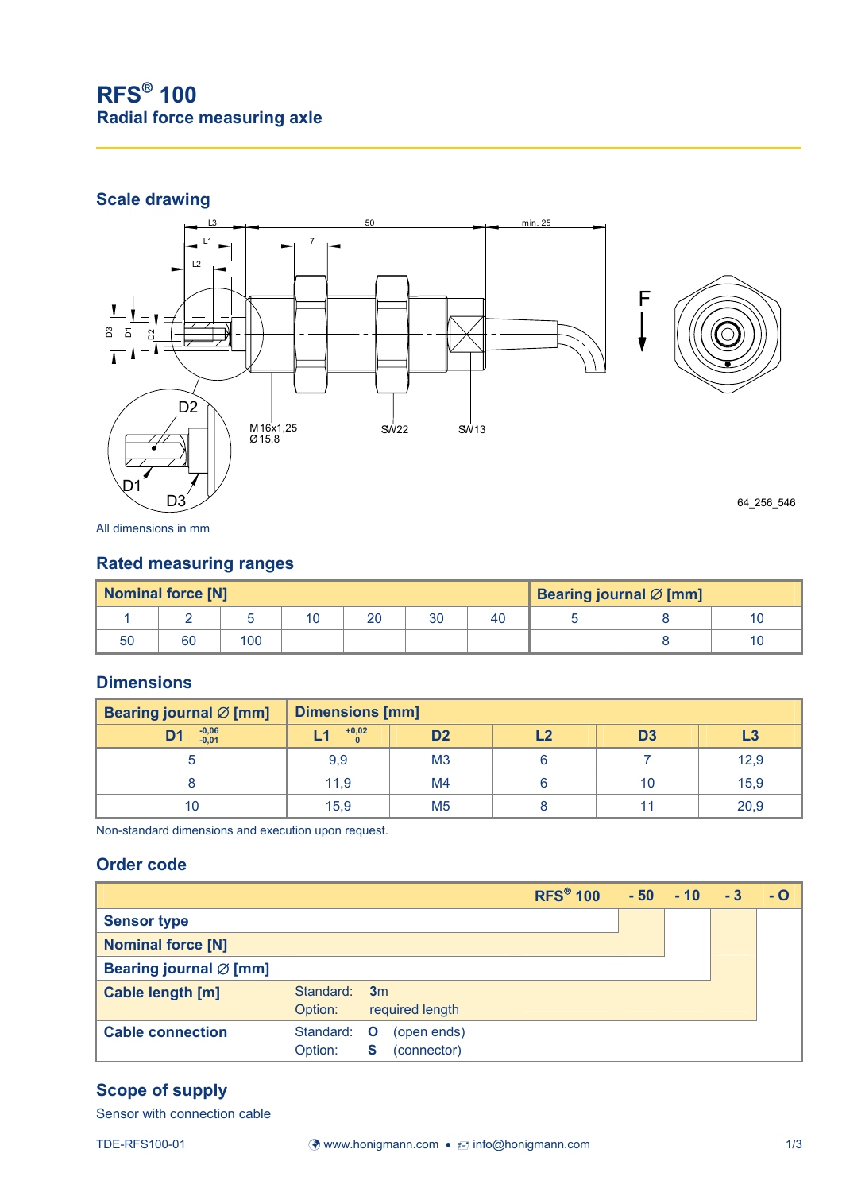# RFS® 100

## Radial force measuring axle

## Scale drawing

All dimensions in mm

## Rated measuring ranges

| Nominal force [N] | | | | | | | Bearing journal ∅ [mm] | | |
|---|---|---|---|---|---|---|---|---|---|
| 1 | 2 | 5 | 10 | 20 | 30 | 40 | 5 | 8 | 10 |
| 50 | 60 | 100 | | | | | | 8 | 10 |

## Dimensions

| Bearing journal ∅ [mm] | Dimensions [mm] | | | | |
|---|---|---|---|---|---|
| D1 $^{-0,06}_{-0,01}$ | L1 $^{+0,02}_{0}$ | D2 | L2 | D3 | L3 |
| 5 | 9,9 | M3 | 6 | 7 | 12,9 |
| 8 | 11,9 | M4 | 6 | 10 | 15,9 |
| 10 | 15,9 | M5 | 8 | 11 | 20,9 |

Non-standard dimensions and execution upon request.

## Order code

| | | | | | |
|---|---|---|---|---|---|
| | **RFS® 100** | **- 50** | **- 10** | **- 3** | **- O** |
| **Sensor type** | | | | | |
| **Nominal force [N]** | | | | | |
| **Bearing journal ∅ [mm]** | | | | | |
| **Cable length [m]** | Standard: **3**m<br>Option: required length | | | | |
| **Cable connection** | Standard: **O** (open ends)<br>Option: **S** (connector) | | | | |

## Scope of supply

Sensor with connection cable

TDE-RFS100-01 www.honigmann.com • info@honigmann.com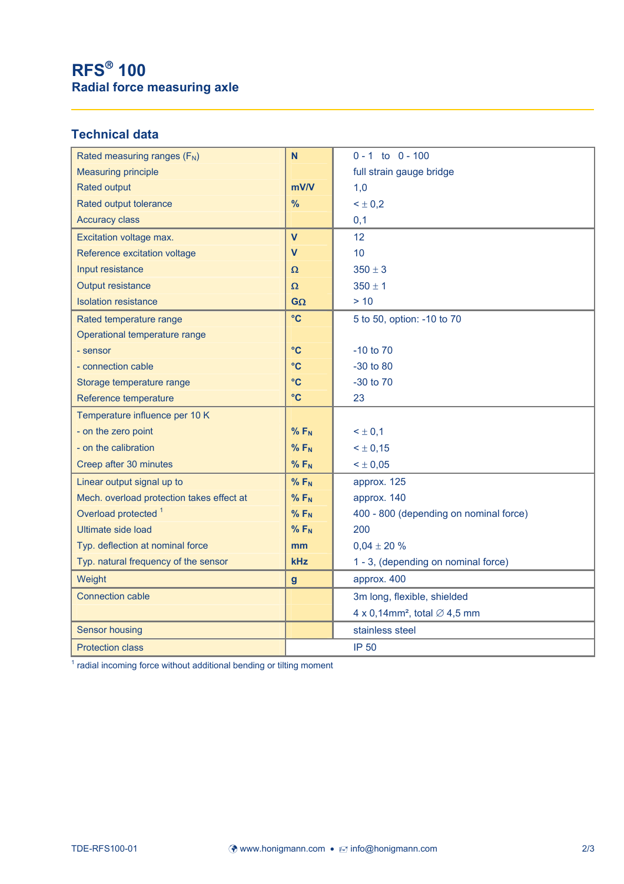# RFS® 100

## Radial force measuring axle

## Technical data

| Parameter | Unit | Value |
|---|---|---|
| Rated measuring ranges ($F_N$) | N | 0 - 1 to 0 - 100 |
| Measuring principle | | full strain gauge bridge |
| Rated output | mV/V | 1,0 |
| Rated output tolerance | % | < ± 0,2 |
| Accuracy class | | 0,1 |
| Excitation voltage max. | V | 12 |
| Reference excitation voltage | V | 10 |
| Input resistance | Ω | 350 ± 3 |
| Output resistance | Ω | 350 ± 1 |
| Isolation resistance | GΩ | > 10 |
| Rated temperature range | °C | 5 to 50, option: -10 to 70 |
| Operational temperature range | | |
| - sensor | °C | -10 to 70 |
| - connection cable | °C | -30 to 80 |
| Storage temperature range | °C | -30 to 70 |
| Reference temperature | °C | 23 |
| Temperature influence per 10 K | | |
| - on the zero point | % $F_N$ | < ± 0,1 |
| - on the calibration | % $F_N$ | < ± 0,15 |
| Creep after 30 minutes | % $F_N$ | < ± 0,05 |
| Linear output signal up to | % $F_N$ | approx. 125 |
| Mech. overload protection takes effect at | % $F_N$ | approx. 140 |
| Overload protected [1] | % $F_N$ | 400 - 800 (depending on nominal force) |
| Ultimate side load | % $F_N$ | 200 |
| Typ. deflection at nominal force | mm | 0,04 ± 20 % |
| Typ. natural frequency of the sensor | kHz | 1 - 3, (depending on nominal force) |
| Weight | g | approx. 400 |
| Connection cable | | 3m long, flexible, shielded<br>4 x 0,14mm², total ∅ 4,5 mm |
| Sensor housing | | stainless steel |
| Protection class | | IP 50 |

[1] radial incoming force without additional bending or tilting moment

TDE-RFS100-01 www.honigmann.com • info@honigmann.com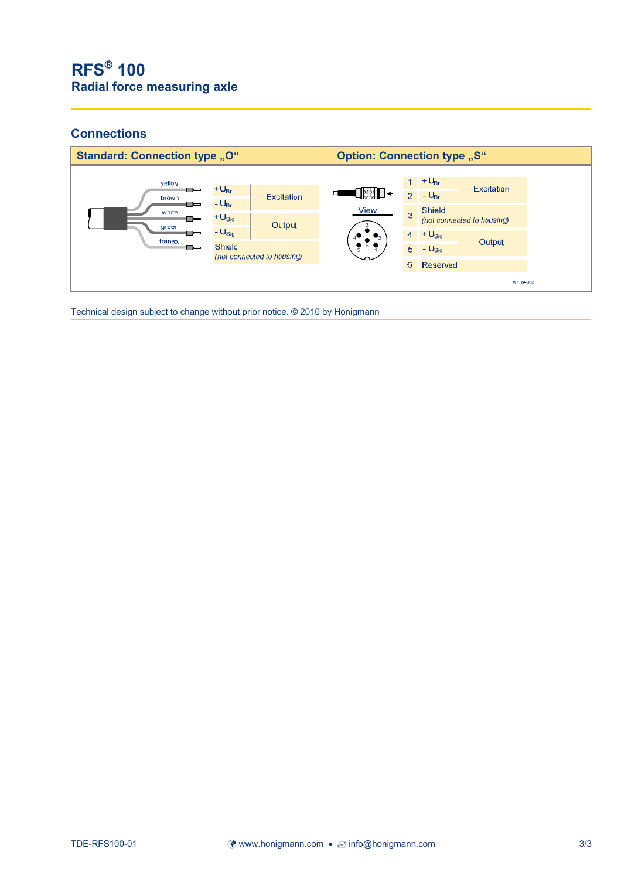# RFS® 100
## Radial force measuring axle

## Connections

| Standard: Connection type „O“ | | | Option: Connection type „S“ | | |
|---|---|---|---|---|---|
| yellow | $+U_{Br}$ | Excitation | 1 | $+U_{Br}$ | Excitation |
| brown | $-U_{Br}$ | | 2 | $-U_{Br}$ | |
| white | $+U_{Sig}$ | Output | 3 | Shield *(not connected to housing)* | |
| green | $-U_{Sig}$ | | 4 | $+U_{Sig}$ | Output |
| transp. | Shield *(not connected to housing)* | | 5 | $-U_{Sig}$ | |
| | | | 6 | Reserved | |

View

Technical design subject to change without prior notice. © 2010 by Honigmann